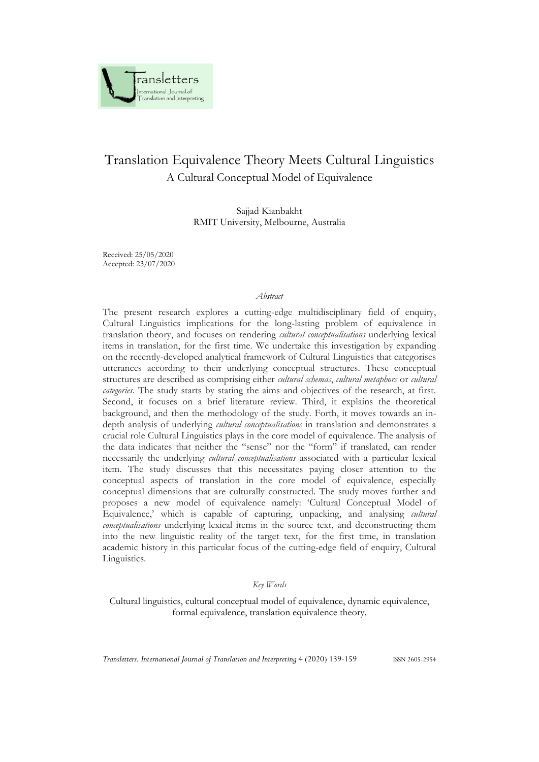# Translation Equivalence Theory Meets Cultural Linguistics

## A Cultural Conceptual Model of Equivalence

Sajjad Kianbakht
RMIT University, Melbourne, Australia

Received: 25/05/2020
Accepted: 23/07/2020

*Abstract*

The present research explores a cutting-edge multidisciplinary field of enquiry, Cultural Linguistics implications for the long-lasting problem of equivalence in translation theory, and focuses on rendering *cultural conceptualisations* underlying lexical items in translation, for the first time. We undertake this investigation by expanding on the recently-developed analytical framework of Cultural Linguistics that categorises utterances according to their underlying conceptual structures. These conceptual structures are described as comprising either *cultural schemas*, *cultural metaphors* or *cultural categories*. The study starts by stating the aims and objectives of the research, at first. Second, it focuses on a brief literature review. Third, it explains the theoretical background, and then the methodology of the study. Forth, it moves towards an in-depth analysis of underlying *cultural conceptualisations* in translation and demonstrates a crucial role Cultural Linguistics plays in the core model of equivalence. The analysis of the data indicates that neither the "sense" nor the "form" if translated, can render necessarily the underlying *cultural conceptualisations* associated with a particular lexical item. The study discusses that this necessitates paying closer attention to the conceptual aspects of translation in the core model of equivalence, especially conceptual dimensions that are culturally constructed. The study moves further and proposes a new model of equivalence namely: 'Cultural Conceptual Model of Equivalence,' which is capable of capturing, unpacking, and analysing *cultural conceptualisations* underlying lexical items in the source text, and deconstructing them into the new linguistic reality of the target text, for the first time, in translation academic history in this particular focus of the cutting-edge field of enquiry, Cultural Linguistics.

*Key Words*

Cultural linguistics, cultural conceptual model of equivalence, dynamic equivalence, formal equivalence, translation equivalence theory.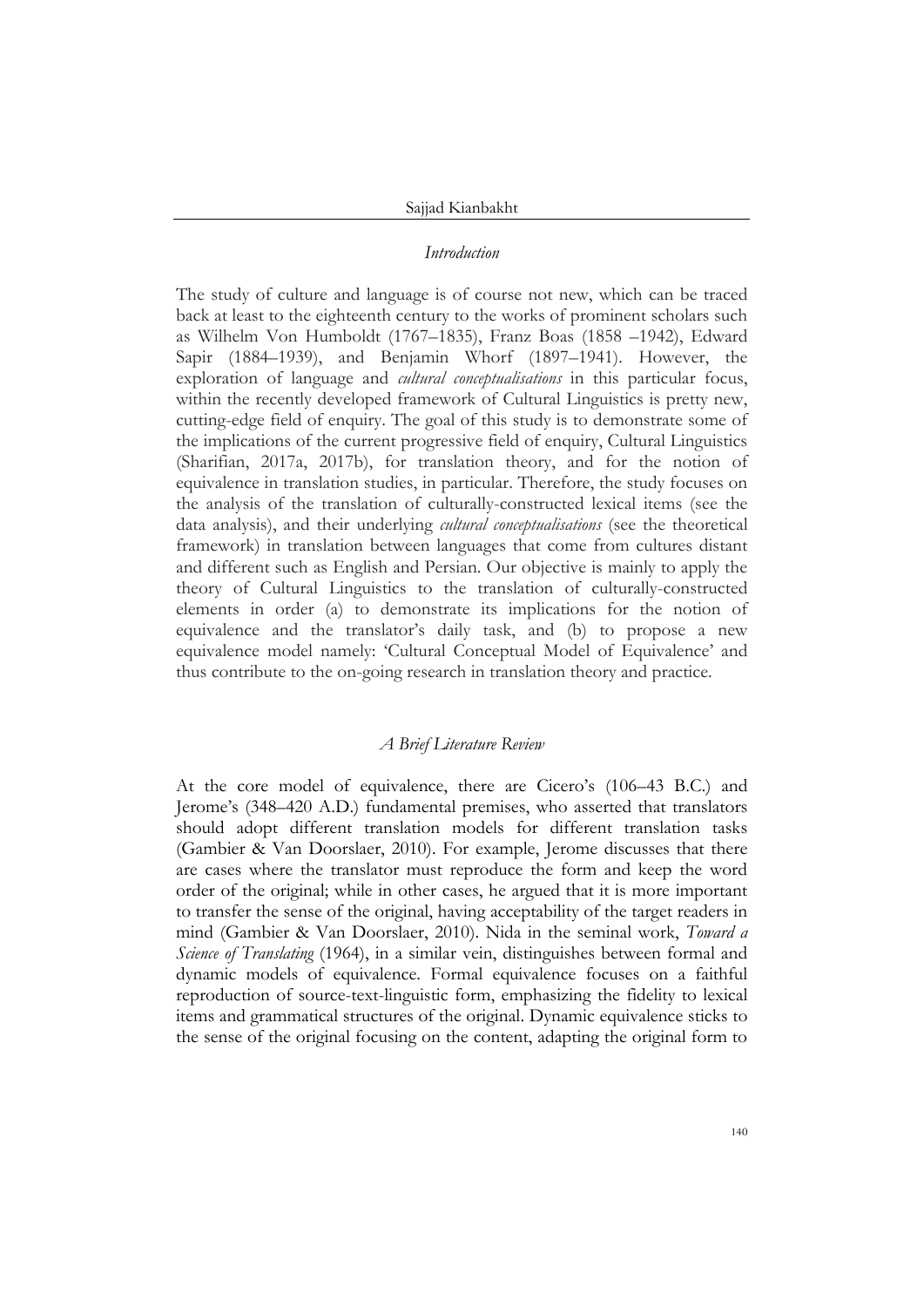## *Introduction*

The study of culture and language is of course not new, which can be traced back at least to the eighteenth century to the works of prominent scholars such as Wilhelm Von Humboldt (1767–1835), Franz Boas (1858 –1942), Edward Sapir (1884–1939), and Benjamin Whorf (1897–1941). However, the exploration of language and *cultural conceptualisations* in this particular focus, within the recently developed framework of Cultural Linguistics is pretty new, cutting-edge field of enquiry. The goal of this study is to demonstrate some of the implications of the current progressive field of enquiry, Cultural Linguistics (Sharifian, 2017a, 2017b), for translation theory, and for the notion of equivalence in translation studies, in particular. Therefore, the study focuses on the analysis of the translation of culturally-constructed lexical items (see the data analysis), and their underlying *cultural conceptualisations* (see the theoretical framework) in translation between languages that come from cultures distant and different such as English and Persian. Our objective is mainly to apply the theory of Cultural Linguistics to the translation of culturally-constructed elements in order (a) to demonstrate its implications for the notion of equivalence and the translator's daily task, and (b) to propose a new equivalence model namely: 'Cultural Conceptual Model of Equivalence' and thus contribute to the on-going research in translation theory and practice.

## *A Brief Literature Review*

At the core model of equivalence, there are Cicero's (106–43 B.C.) and Jerome's (348–420 A.D.) fundamental premises, who asserted that translators should adopt different translation models for different translation tasks (Gambier & Van Doorslaer, 2010). For example, Jerome discusses that there are cases where the translator must reproduce the form and keep the word order of the original; while in other cases, he argued that it is more important to transfer the sense of the original, having acceptability of the target readers in mind (Gambier & Van Doorslaer, 2010). Nida in the seminal work, *Toward a Science of Translating* (1964), in a similar vein, distinguishes between formal and dynamic models of equivalence. Formal equivalence focuses on a faithful reproduction of source-text-linguistic form, emphasizing the fidelity to lexical items and grammatical structures of the original. Dynamic equivalence sticks to the sense of the original focusing on the content, adapting the original form to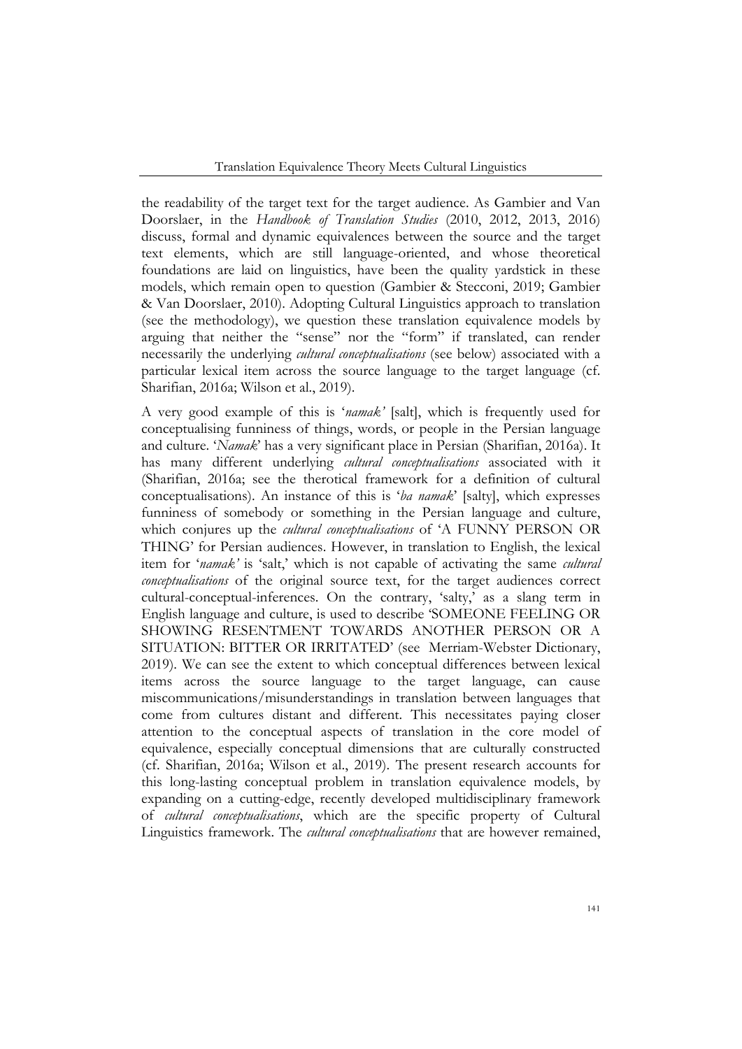the readability of the target text for the target audience. As Gambier and Van Doorslaer, in the *Handbook of Translation Studies* (2010, 2012, 2013, 2016) discuss, formal and dynamic equivalences between the source and the target text elements, which are still language-oriented, and whose theoretical foundations are laid on linguistics, have been the quality yardstick in these models, which remain open to question (Gambier & Stecconi, 2019; Gambier & Van Doorslaer, 2010). Adopting Cultural Linguistics approach to translation (see the methodology), we question these translation equivalence models by arguing that neither the "sense" nor the "form" if translated, can render necessarily the underlying *cultural conceptualisations* (see below) associated with a particular lexical item across the source language to the target language (cf. Sharifian, 2016a; Wilson et al., 2019).

A very good example of this is '*namak'* [salt], which is frequently used for conceptualising funniness of things, words, or people in the Persian language and culture. '*Namak*' has a very significant place in Persian (Sharifian, 2016a). It has many different underlying *cultural conceptualisations* associated with it (Sharifian, 2016a; see the therotical framework for a definition of cultural conceptualisations). An instance of this is '*ba namak*' [salty], which expresses funniness of somebody or something in the Persian language and culture, which conjures up the *cultural conceptualisations* of 'A FUNNY PERSON OR THING' for Persian audiences. However, in translation to English, the lexical item for '*namak'* is 'salt,' which is not capable of activating the same *cultural conceptualisations* of the original source text, for the target audiences correct cultural-conceptual-inferences. On the contrary, 'salty,' as a slang term in English language and culture, is used to describe 'SOMEONE FEELING OR SHOWING RESENTMENT TOWARDS ANOTHER PERSON OR A SITUATION: BITTER OR IRRITATED' (see Merriam-Webster Dictionary, 2019). We can see the extent to which conceptual differences between lexical items across the source language to the target language, can cause miscommunications/misunderstandings in translation between languages that come from cultures distant and different. This necessitates paying closer attention to the conceptual aspects of translation in the core model of equivalence, especially conceptual dimensions that are culturally constructed (cf. Sharifian, 2016a; Wilson et al., 2019). The present research accounts for this long-lasting conceptual problem in translation equivalence models, by expanding on a cutting-edge, recently developed multidisciplinary framework of *cultural conceptualisations*, which are the specific property of Cultural Linguistics framework. The *cultural conceptualisations* that are however remained,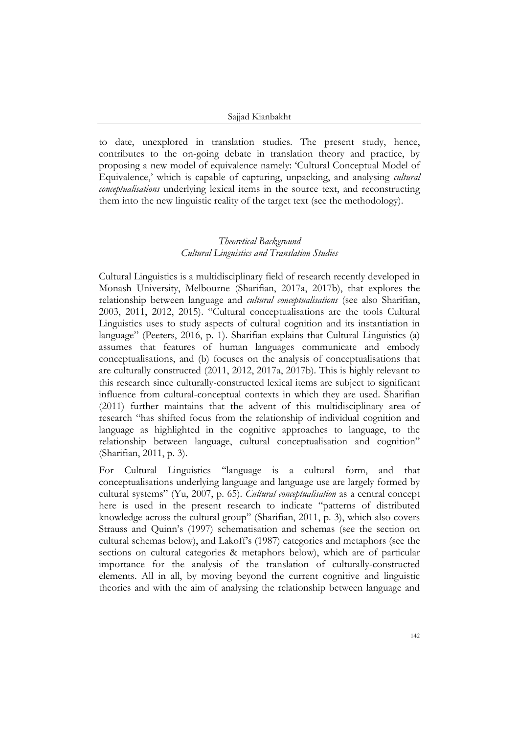to date, unexplored in translation studies. The present study, hence, contributes to the on-going debate in translation theory and practice, by proposing a new model of equivalence namely: 'Cultural Conceptual Model of Equivalence,' which is capable of capturing, unpacking, and analysing *cultural conceptualisations* underlying lexical items in the source text, and reconstructing them into the new linguistic reality of the target text (see the methodology).

## *Theoretical Background*

### *Cultural Linguistics and Translation Studies*

Cultural Linguistics is a multidisciplinary field of research recently developed in Monash University, Melbourne (Sharifian, 2017a, 2017b), that explores the relationship between language and *cultural conceptualisations* (see also Sharifian, 2003, 2011, 2012, 2015). "Cultural conceptualisations are the tools Cultural Linguistics uses to study aspects of cultural cognition and its instantiation in language" (Peeters, 2016, p. 1). Sharifian explains that Cultural Linguistics (a) assumes that features of human languages communicate and embody conceptualisations, and (b) focuses on the analysis of conceptualisations that are culturally constructed (2011, 2012, 2017a, 2017b). This is highly relevant to this research since culturally-constructed lexical items are subject to significant influence from cultural-conceptual contexts in which they are used. Sharifian (2011) further maintains that the advent of this multidisciplinary area of research "has shifted focus from the relationship of individual cognition and language as highlighted in the cognitive approaches to language, to the relationship between language, cultural conceptualisation and cognition" (Sharifian, 2011, p. 3).

For Cultural Linguistics "language is a cultural form, and that conceptualisations underlying language and language use are largely formed by cultural systems" (Yu, 2007, p. 65). *Cultural conceptualisation* as a central concept here is used in the present research to indicate "patterns of distributed knowledge across the cultural group" (Sharifian, 2011, p. 3), which also covers Strauss and Quinn's (1997) schematisation and schemas (see the section on cultural schemas below), and Lakoff's (1987) categories and metaphors (see the sections on cultural categories & metaphors below), which are of particular importance for the analysis of the translation of culturally-constructed elements. All in all, by moving beyond the current cognitive and linguistic theories and with the aim of analysing the relationship between language and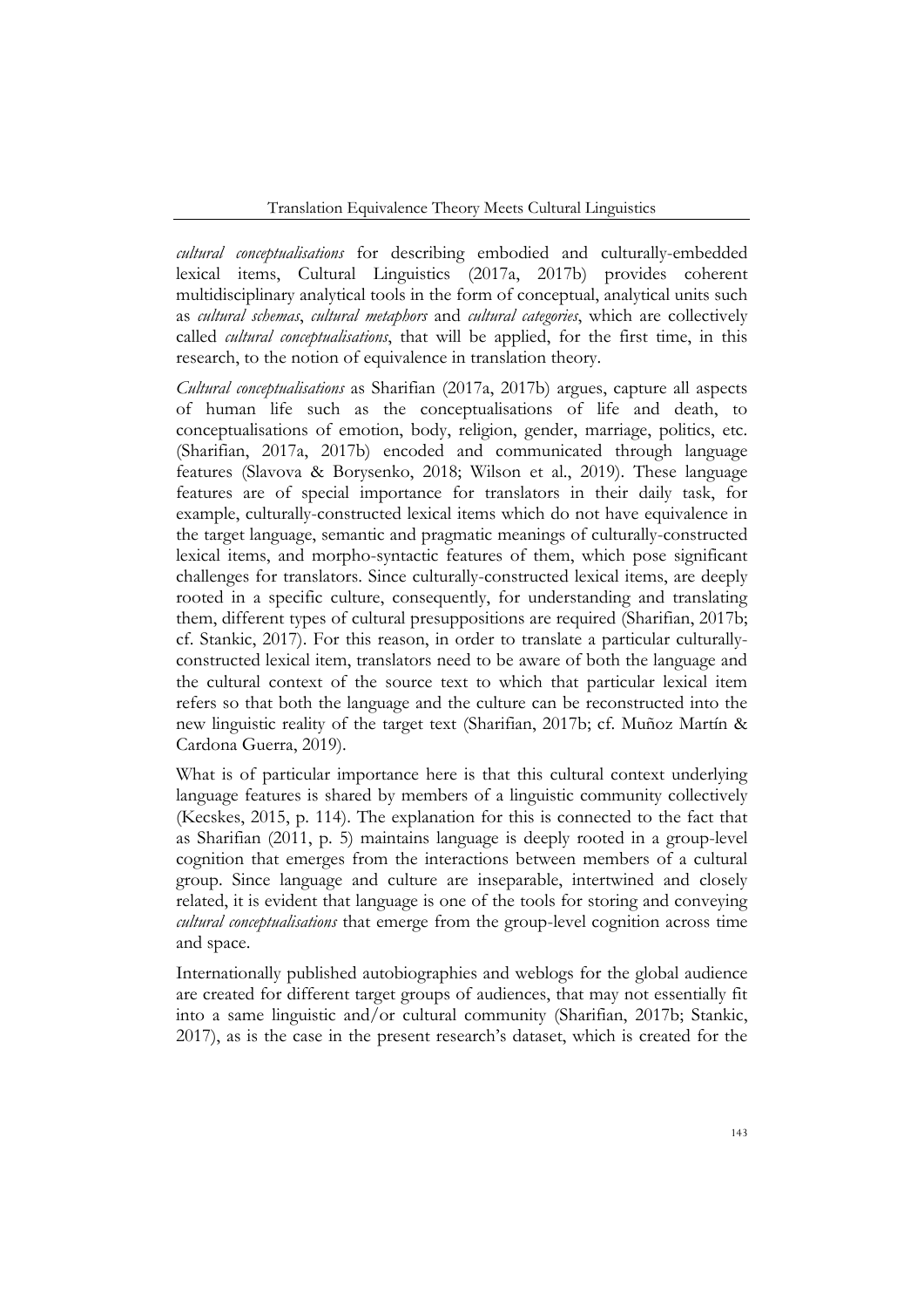*cultural conceptualisations* for describing embodied and culturally-embedded lexical items, Cultural Linguistics (2017a, 2017b) provides coherent multidisciplinary analytical tools in the form of conceptual, analytical units such as *cultural schemas*, *cultural metaphors* and *cultural categories*, which are collectively called *cultural conceptualisations*, that will be applied, for the first time, in this research, to the notion of equivalence in translation theory.

*Cultural conceptualisations* as Sharifian (2017a, 2017b) argues, capture all aspects of human life such as the conceptualisations of life and death, to conceptualisations of emotion, body, religion, gender, marriage, politics, etc. (Sharifian, 2017a, 2017b) encoded and communicated through language features (Slavova & Borysenko, 2018; Wilson et al., 2019). These language features are of special importance for translators in their daily task, for example, culturally-constructed lexical items which do not have equivalence in the target language, semantic and pragmatic meanings of culturally-constructed lexical items, and morpho-syntactic features of them, which pose significant challenges for translators. Since culturally-constructed lexical items, are deeply rooted in a specific culture, consequently, for understanding and translating them, different types of cultural presuppositions are required (Sharifian, 2017b; cf. Stankic, 2017). For this reason, in order to translate a particular culturally-constructed lexical item, translators need to be aware of both the language and the cultural context of the source text to which that particular lexical item refers so that both the language and the culture can be reconstructed into the new linguistic reality of the target text (Sharifian, 2017b; cf. Muñoz Martín & Cardona Guerra, 2019).

What is of particular importance here is that this cultural context underlying language features is shared by members of a linguistic community collectively (Kecskes, 2015, p. 114). The explanation for this is connected to the fact that as Sharifian (2011, p. 5) maintains language is deeply rooted in a group-level cognition that emerges from the interactions between members of a cultural group. Since language and culture are inseparable, intertwined and closely related, it is evident that language is one of the tools for storing and conveying *cultural conceptualisations* that emerge from the group-level cognition across time and space.

Internationally published autobiographies and weblogs for the global audience are created for different target groups of audiences, that may not essentially fit into a same linguistic and/or cultural community (Sharifian, 2017b; Stankic, 2017), as is the case in the present research's dataset, which is created for the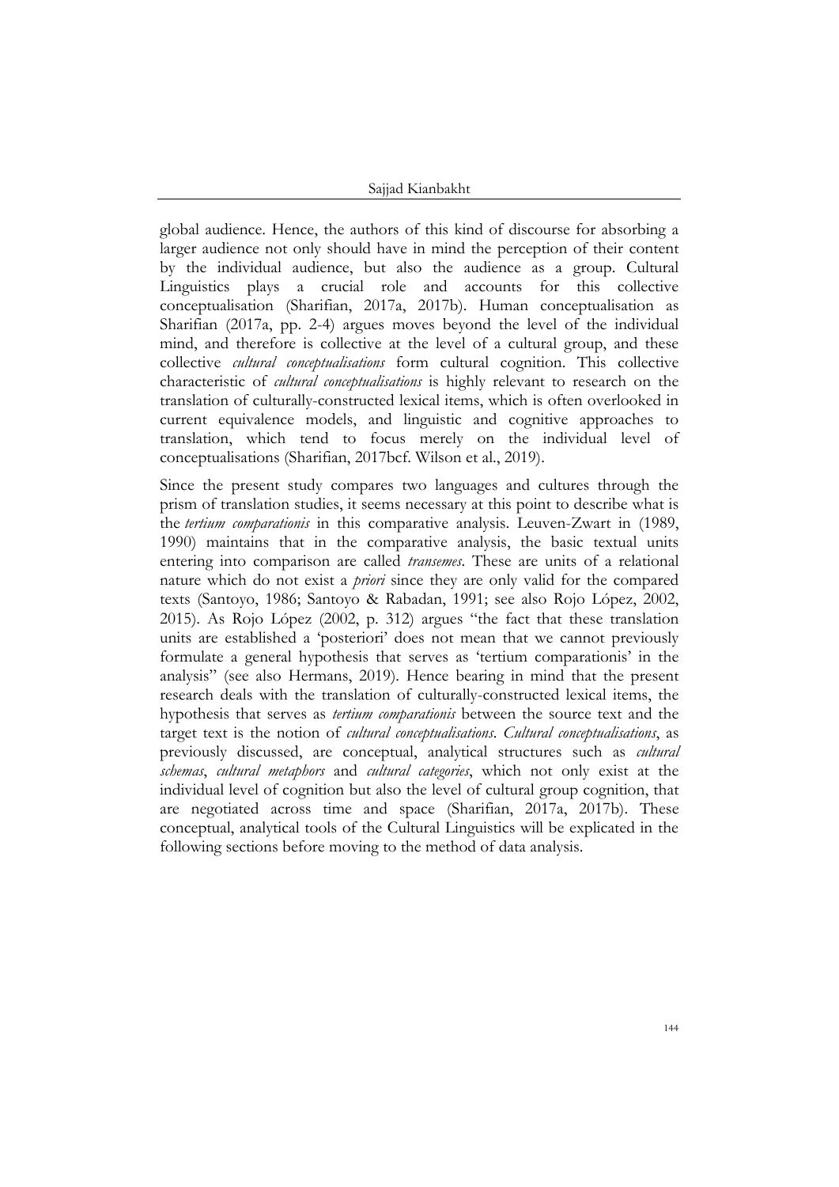global audience. Hence, the authors of this kind of discourse for absorbing a larger audience not only should have in mind the perception of their content by the individual audience, but also the audience as a group. Cultural Linguistics plays a crucial role and accounts for this collective conceptualisation (Sharifian, 2017a, 2017b). Human conceptualisation as Sharifian (2017a, pp. 2-4) argues moves beyond the level of the individual mind, and therefore is collective at the level of a cultural group, and these collective *cultural conceptualisations* form cultural cognition. This collective characteristic of *cultural conceptualisations* is highly relevant to research on the translation of culturally-constructed lexical items, which is often overlooked in current equivalence models, and linguistic and cognitive approaches to translation, which tend to focus merely on the individual level of conceptualisations (Sharifian, 2017bcf. Wilson et al., 2019).

Since the present study compares two languages and cultures through the prism of translation studies, it seems necessary at this point to describe what is the *tertium comparationis* in this comparative analysis. Leuven-Zwart in (1989, 1990) maintains that in the comparative analysis, the basic textual units entering into comparison are called *transemes*. These are units of a relational nature which do not exist a *priori* since they are only valid for the compared texts (Santoyo, 1986; Santoyo & Rabadan, 1991; see also Rojo López, 2002, 2015). As Rojo López (2002, p. 312) argues "the fact that these translation units are established a 'posteriori' does not mean that we cannot previously formulate a general hypothesis that serves as 'tertium comparationis' in the analysis" (see also Hermans, 2019). Hence bearing in mind that the present research deals with the translation of culturally-constructed lexical items, the hypothesis that serves as *tertium comparationis* between the source text and the target text is the notion of *cultural conceptualisations*. *Cultural conceptualisations*, as previously discussed, are conceptual, analytical structures such as *cultural schemas*, *cultural metaphors* and *cultural categories*, which not only exist at the individual level of cognition but also the level of cultural group cognition, that are negotiated across time and space (Sharifian, 2017a, 2017b). These conceptual, analytical tools of the Cultural Linguistics will be explicated in the following sections before moving to the method of data analysis.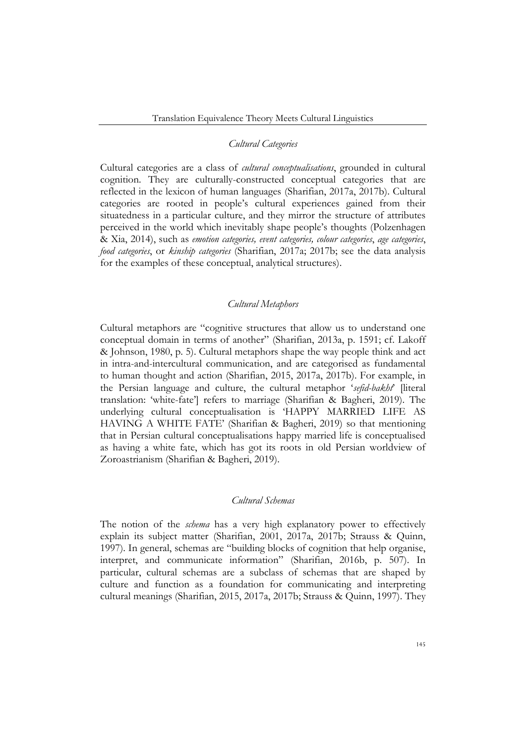### *Cultural Categories*

Cultural categories are a class of *cultural conceptualisations*, grounded in cultural cognition. They are culturally-constructed conceptual categories that are reflected in the lexicon of human languages (Sharifian, 2017a, 2017b). Cultural categories are rooted in people's cultural experiences gained from their situatedness in a particular culture, and they mirror the structure of attributes perceived in the world which inevitably shape people's thoughts (Polzenhagen & Xia, 2014), such as *emotion categories, event categories, colour categories*, *age categories*, *food categories*, or *kinship categories* (Sharifian, 2017a; 2017b; see the data analysis for the examples of these conceptual, analytical structures).

### *Cultural Metaphors*

Cultural metaphors are "cognitive structures that allow us to understand one conceptual domain in terms of another" (Sharifian, 2013a, p. 1591; cf. Lakoff & Johnson, 1980, p. 5). Cultural metaphors shape the way people think and act in intra-and-intercultural communication, and are categorised as fundamental to human thought and action (Sharifian, 2015, 2017a, 2017b). For example, in the Persian language and culture, the cultural metaphor '*sefid-bakht*' [literal translation: 'white-fate'] refers to marriage (Sharifian & Bagheri, 2019). The underlying cultural conceptualisation is 'HAPPY MARRIED LIFE AS HAVING A WHITE FATE' (Sharifian & Bagheri, 2019) so that mentioning that in Persian cultural conceptualisations happy married life is conceptualised as having a white fate, which has got its roots in old Persian worldview of Zoroastrianism (Sharifian & Bagheri, 2019).

### *Cultural Schemas*

The notion of the *schema* has a very high explanatory power to effectively explain its subject matter (Sharifian, 2001, 2017a, 2017b; Strauss & Quinn, 1997). In general, schemas are "building blocks of cognition that help organise, interpret, and communicate information" (Sharifian, 2016b, p. 507). In particular, cultural schemas are a subclass of schemas that are shaped by culture and function as a foundation for communicating and interpreting cultural meanings (Sharifian, 2015, 2017a, 2017b; Strauss & Quinn, 1997). They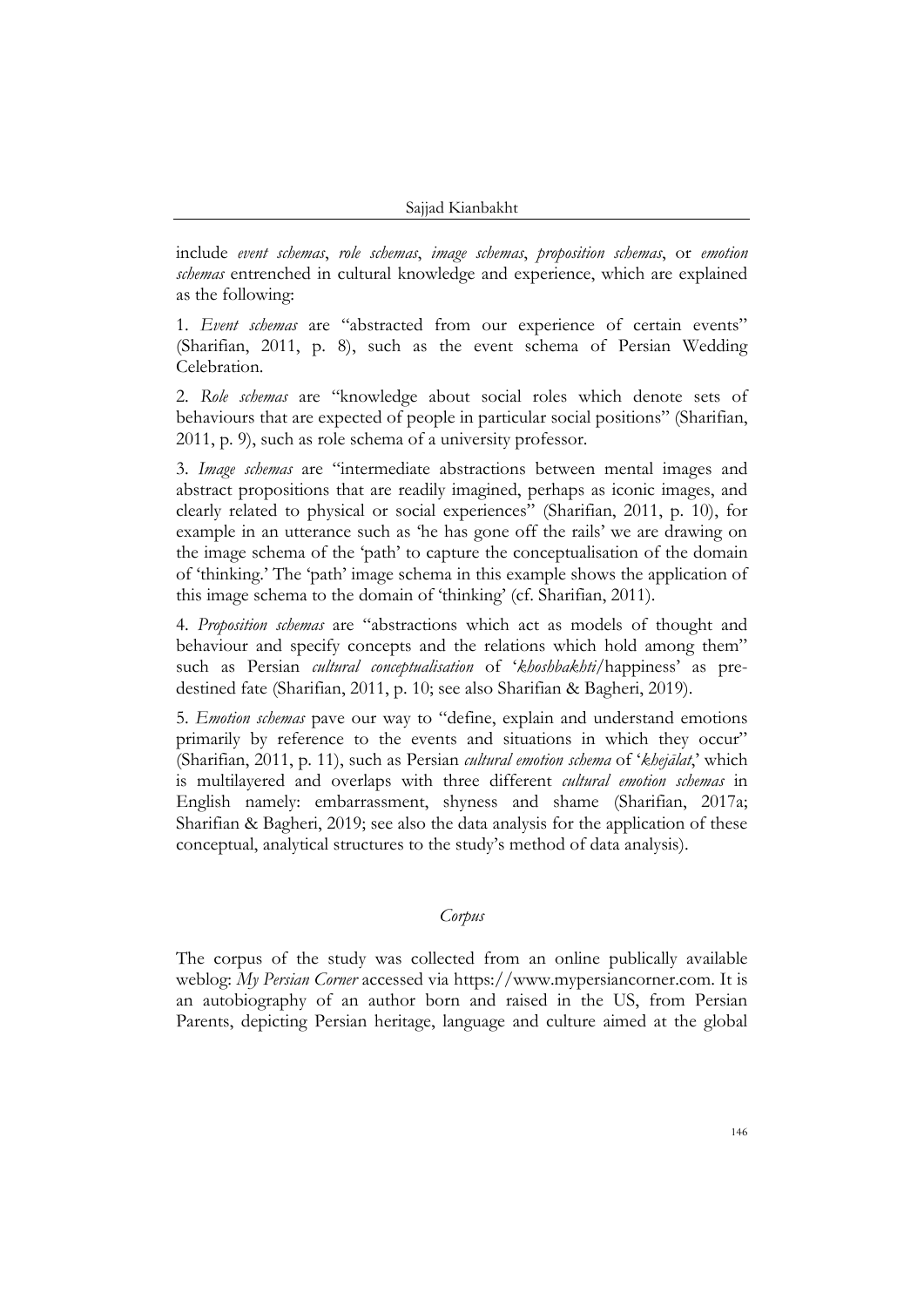include *event schemas*, *role schemas*, *image schemas*, *proposition schemas*, or *emotion schemas* entrenched in cultural knowledge and experience, which are explained as the following:

1. *Event schemas* are "abstracted from our experience of certain events" (Sharifian, 2011, p. 8), such as the event schema of Persian Wedding Celebration.

2. *Role schemas* are "knowledge about social roles which denote sets of behaviours that are expected of people in particular social positions" (Sharifian, 2011, p. 9), such as role schema of a university professor.

3. *Image schemas* are "intermediate abstractions between mental images and abstract propositions that are readily imagined, perhaps as iconic images, and clearly related to physical or social experiences" (Sharifian, 2011, p. 10), for example in an utterance such as 'he has gone off the rails' we are drawing on the image schema of the 'path' to capture the conceptualisation of the domain of 'thinking.' The 'path' image schema in this example shows the application of this image schema to the domain of 'thinking' (cf. Sharifian, 2011).

4. *Proposition schemas* are "abstractions which act as models of thought and behaviour and specify concepts and the relations which hold among them" such as Persian *cultural conceptualisation* of '*khoshbakhti*/happiness' as pre-destined fate (Sharifian, 2011, p. 10; see also Sharifian & Bagheri, 2019).

5. *Emotion schemas* pave our way to "define, explain and understand emotions primarily by reference to the events and situations in which they occur" (Sharifian, 2011, p. 11), such as Persian *cultural emotion schema* of '*khejālat*,' which is multilayered and overlaps with three different *cultural emotion schemas* in English namely: embarrassment, shyness and shame (Sharifian, 2017a; Sharifian & Bagheri, 2019; see also the data analysis for the application of these conceptual, analytical structures to the study's method of data analysis).

### *Corpus*

The corpus of the study was collected from an online publically available weblog: *My Persian Corner* accessed via https://www.mypersiancorner.com. It is an autobiography of an author born and raised in the US, from Persian Parents, depicting Persian heritage, language and culture aimed at the global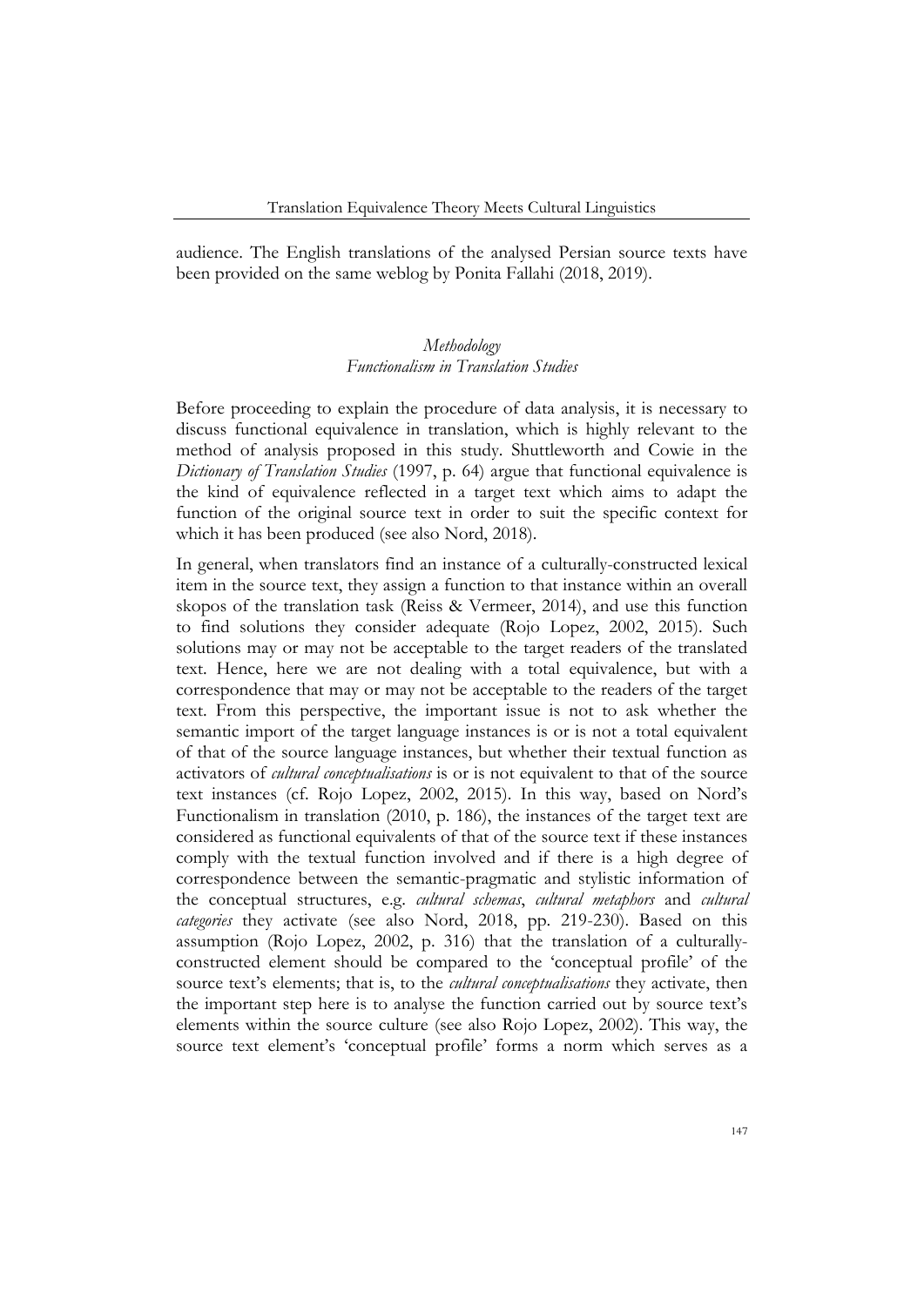audience. The English translations of the analysed Persian source texts have been provided on the same weblog by Ponita Fallahi (2018, 2019).

## *Methodology*

### *Functionalism in Translation Studies*

Before proceeding to explain the procedure of data analysis, it is necessary to discuss functional equivalence in translation, which is highly relevant to the method of analysis proposed in this study. Shuttleworth and Cowie in the *Dictionary of Translation Studies* (1997, p. 64) argue that functional equivalence is the kind of equivalence reflected in a target text which aims to adapt the function of the original source text in order to suit the specific context for which it has been produced (see also Nord, 2018).

In general, when translators find an instance of a culturally-constructed lexical item in the source text, they assign a function to that instance within an overall skopos of the translation task (Reiss & Vermeer, 2014), and use this function to find solutions they consider adequate (Rojo Lopez, 2002, 2015). Such solutions may or may not be acceptable to the target readers of the translated text. Hence, here we are not dealing with a total equivalence, but with a correspondence that may or may not be acceptable to the readers of the target text. From this perspective, the important issue is not to ask whether the semantic import of the target language instances is or is not a total equivalent of that of the source language instances, but whether their textual function as activators of *cultural conceptualisations* is or is not equivalent to that of the source text instances (cf. Rojo Lopez, 2002, 2015). In this way, based on Nord's Functionalism in translation (2010, p. 186), the instances of the target text are considered as functional equivalents of that of the source text if these instances comply with the textual function involved and if there is a high degree of correspondence between the semantic-pragmatic and stylistic information of the conceptual structures, e.g. *cultural schemas*, *cultural metaphors* and *cultural categories* they activate (see also Nord, 2018, pp. 219-230). Based on this assumption (Rojo Lopez, 2002, p. 316) that the translation of a culturally-constructed element should be compared to the 'conceptual profile' of the source text's elements; that is, to the *cultural conceptualisations* they activate, then the important step here is to analyse the function carried out by source text's elements within the source culture (see also Rojo Lopez, 2002). This way, the source text element's 'conceptual profile' forms a norm which serves as a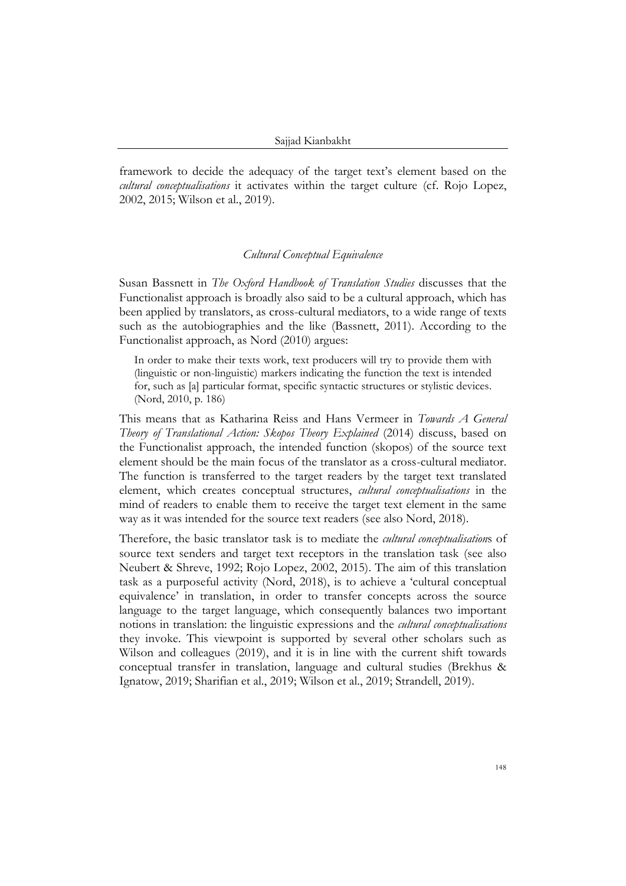framework to decide the adequacy of the target text's element based on the *cultural conceptualisations* it activates within the target culture (cf. Rojo Lopez, 2002, 2015; Wilson et al., 2019).

## *Cultural Conceptual Equivalence*

Susan Bassnett in *The Oxford Handbook of Translation Studies* discusses that the Functionalist approach is broadly also said to be a cultural approach, which has been applied by translators, as cross-cultural mediators, to a wide range of texts such as the autobiographies and the like (Bassnett, 2011). According to the Functionalist approach, as Nord (2010) argues:

> In order to make their texts work, text producers will try to provide them with (linguistic or non-linguistic) markers indicating the function the text is intended for, such as [a] particular format, specific syntactic structures or stylistic devices. (Nord, 2010, p. 186)

This means that as Katharina Reiss and Hans Vermeer in *Towards A General Theory of Translational Action: Skopos Theory Explained* (2014) discuss, based on the Functionalist approach, the intended function (skopos) of the source text element should be the main focus of the translator as a cross-cultural mediator. The function is transferred to the target readers by the target text translated element, which creates conceptual structures, *cultural conceptualisations* in the mind of readers to enable them to receive the target text element in the same way as it was intended for the source text readers (see also Nord, 2018).

Therefore, the basic translator task is to mediate the *cultural conceptualisation*s of source text senders and target text receptors in the translation task (see also Neubert & Shreve, 1992; Rojo Lopez, 2002, 2015). The aim of this translation task as a purposeful activity (Nord, 2018), is to achieve a 'cultural conceptual equivalence' in translation, in order to transfer concepts across the source language to the target language, which consequently balances two important notions in translation: the linguistic expressions and the *cultural conceptualisations* they invoke. This viewpoint is supported by several other scholars such as Wilson and colleagues (2019), and it is in line with the current shift towards conceptual transfer in translation, language and cultural studies (Brekhus & Ignatow, 2019; Sharifian et al., 2019; Wilson et al., 2019; Strandell, 2019).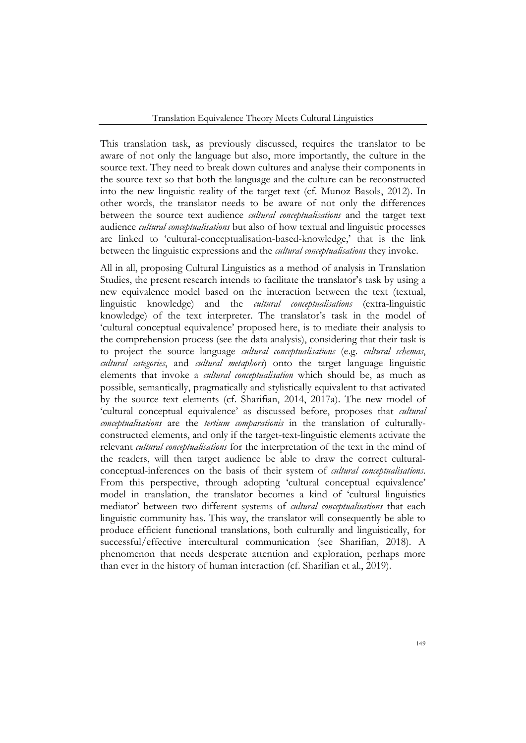This translation task, as previously discussed, requires the translator to be aware of not only the language but also, more importantly, the culture in the source text. They need to break down cultures and analyse their components in the source text so that both the language and the culture can be reconstructed into the new linguistic reality of the target text (cf. Munoz Basols, 2012). In other words, the translator needs to be aware of not only the differences between the source text audience *cultural conceptualisations* and the target text audience *cultural conceptualisations* but also of how textual and linguistic processes are linked to 'cultural-conceptualisation-based-knowledge,' that is the link between the linguistic expressions and the *cultural conceptualisations* they invoke.

All in all, proposing Cultural Linguistics as a method of analysis in Translation Studies, the present research intends to facilitate the translator's task by using a new equivalence model based on the interaction between the text (textual, linguistic knowledge) and the *cultural conceptualisations* (extra-linguistic knowledge) of the text interpreter. The translator's task in the model of 'cultural conceptual equivalence' proposed here, is to mediate their analysis to the comprehension process (see the data analysis), considering that their task is to project the source language *cultural conceptualisations* (e.g. *cultural schemas*, *cultural categories*, and *cultural metaphors*) onto the target language linguistic elements that invoke a *cultural conceptualisation* which should be, as much as possible, semantically, pragmatically and stylistically equivalent to that activated by the source text elements (cf. Sharifian, 2014, 2017a). The new model of 'cultural conceptual equivalence' as discussed before, proposes that *cultural conceptualisations* are the *tertium comparationis* in the translation of culturally-constructed elements, and only if the target-text-linguistic elements activate the relevant *cultural conceptualisations* for the interpretation of the text in the mind of the readers, will then target audience be able to draw the correct cultural-conceptual-inferences on the basis of their system of *cultural conceptualisations*. From this perspective, through adopting 'cultural conceptual equivalence' model in translation, the translator becomes a kind of 'cultural linguistics mediator' between two different systems of *cultural conceptualisations* that each linguistic community has. This way, the translator will consequently be able to produce efficient functional translations, both culturally and linguistically, for successful/effective intercultural communication (see Sharifian, 2018). A phenomenon that needs desperate attention and exploration, perhaps more than ever in the history of human interaction (cf. Sharifian et al., 2019).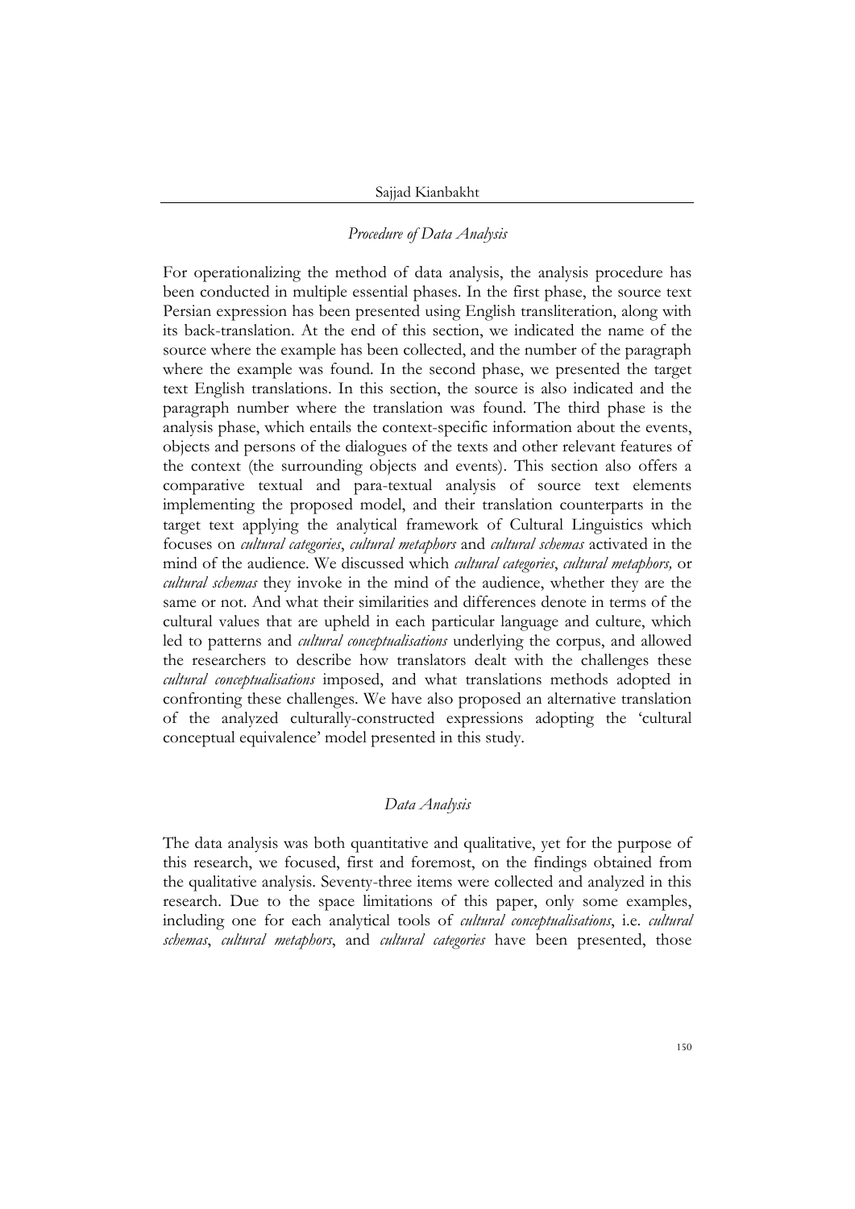### *Procedure of Data Analysis*

For operationalizing the method of data analysis, the analysis procedure has been conducted in multiple essential phases. In the first phase, the source text Persian expression has been presented using English transliteration, along with its back-translation. At the end of this section, we indicated the name of the source where the example has been collected, and the number of the paragraph where the example was found. In the second phase, we presented the target text English translations. In this section, the source is also indicated and the paragraph number where the translation was found. The third phase is the analysis phase, which entails the context-specific information about the events, objects and persons of the dialogues of the texts and other relevant features of the context (the surrounding objects and events). This section also offers a comparative textual and para-textual analysis of source text elements implementing the proposed model, and their translation counterparts in the target text applying the analytical framework of Cultural Linguistics which focuses on *cultural categories*, *cultural metaphors* and *cultural schemas* activated in the mind of the audience. We discussed which *cultural categories*, *cultural metaphors,* or *cultural schemas* they invoke in the mind of the audience, whether they are the same or not. And what their similarities and differences denote in terms of the cultural values that are upheld in each particular language and culture, which led to patterns and *cultural conceptualisations* underlying the corpus, and allowed the researchers to describe how translators dealt with the challenges these *cultural conceptualisations* imposed, and what translations methods adopted in confronting these challenges. We have also proposed an alternative translation of the analyzed culturally-constructed expressions adopting the 'cultural conceptual equivalence' model presented in this study.

### *Data Analysis*

The data analysis was both quantitative and qualitative, yet for the purpose of this research, we focused, first and foremost, on the findings obtained from the qualitative analysis. Seventy-three items were collected and analyzed in this research. Due to the space limitations of this paper, only some examples, including one for each analytical tools of *cultural conceptualisations*, i.e. *cultural schemas*, *cultural metaphors*, and *cultural categories* have been presented, those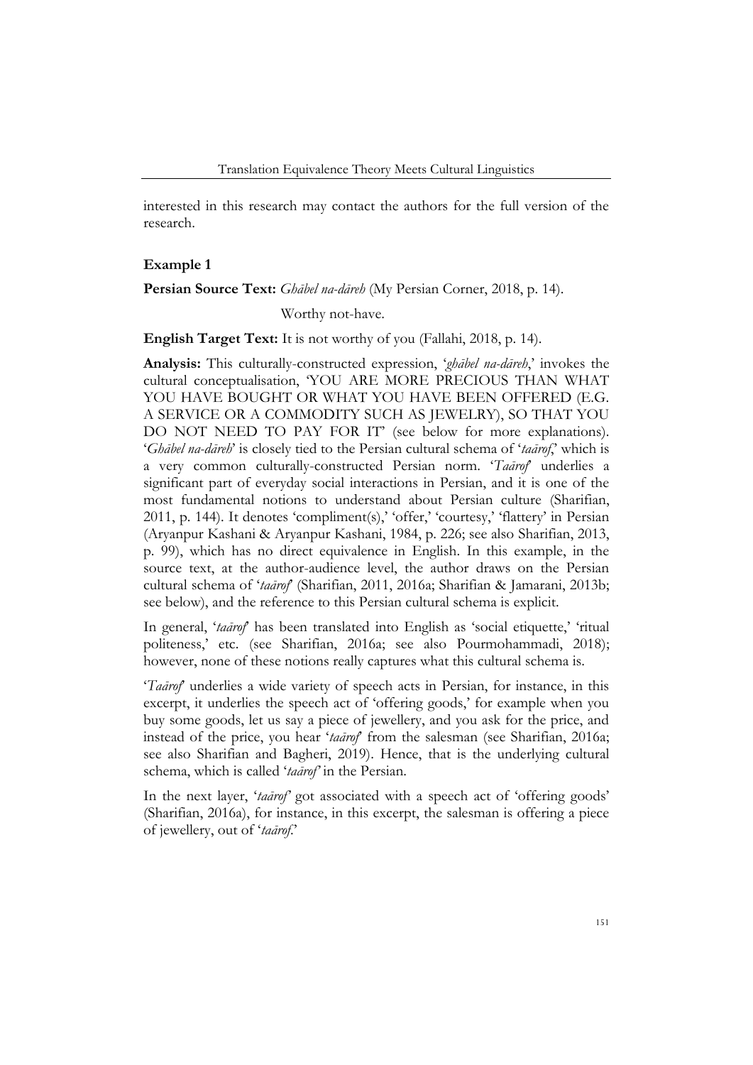interested in this research may contact the authors for the full version of the research.

### Example 1

**Persian Source Text:** *Ghābel na-dāreh* (My Persian Corner, 2018, p. 14).

Worthy not-have.

**English Target Text:** It is not worthy of you (Fallahi, 2018, p. 14).

**Analysis:** This culturally-constructed expression, '*ghābel na-dāreh*,' invokes the cultural conceptualisation, 'YOU ARE MORE PRECIOUS THAN WHAT YOU HAVE BOUGHT OR WHAT YOU HAVE BEEN OFFERED (E.G. A SERVICE OR A COMMODITY SUCH AS JEWELRY), SO THAT YOU DO NOT NEED TO PAY FOR IT' (see below for more explanations). '*Ghābel na-dāreh*' is closely tied to the Persian cultural schema of '*taārof*,' which is a very common culturally-constructed Persian norm. '*Taārof*' underlies a significant part of everyday social interactions in Persian, and it is one of the most fundamental notions to understand about Persian culture (Sharifian, 2011, p. 144). It denotes 'compliment(s),' 'offer,' 'courtesy,' 'flattery' in Persian (Aryanpur Kashani & Aryanpur Kashani, 1984, p. 226; see also Sharifian, 2013, p. 99), which has no direct equivalence in English. In this example, in the source text, at the author-audience level, the author draws on the Persian cultural schema of '*taārof*' (Sharifian, 2011, 2016a; Sharifian & Jamarani, 2013b; see below), and the reference to this Persian cultural schema is explicit.

In general, '*taārof*' has been translated into English as 'social etiquette,' 'ritual politeness,' etc. (see Sharifian, 2016a; see also Pourmohammadi, 2018); however, none of these notions really captures what this cultural schema is.

'*Taārof*' underlies a wide variety of speech acts in Persian, for instance, in this excerpt, it underlies the speech act of 'offering goods,' for example when you buy some goods, let us say a piece of jewellery, and you ask for the price, and instead of the price, you hear '*taārof*' from the salesman (see Sharifian, 2016a; see also Sharifian and Bagheri, 2019). Hence, that is the underlying cultural schema, which is called '*taārof*' in the Persian.

In the next layer, '*taārof*' got associated with a speech act of 'offering goods' (Sharifian, 2016a), for instance, in this excerpt, the salesman is offering a piece of jewellery, out of '*taārof*.'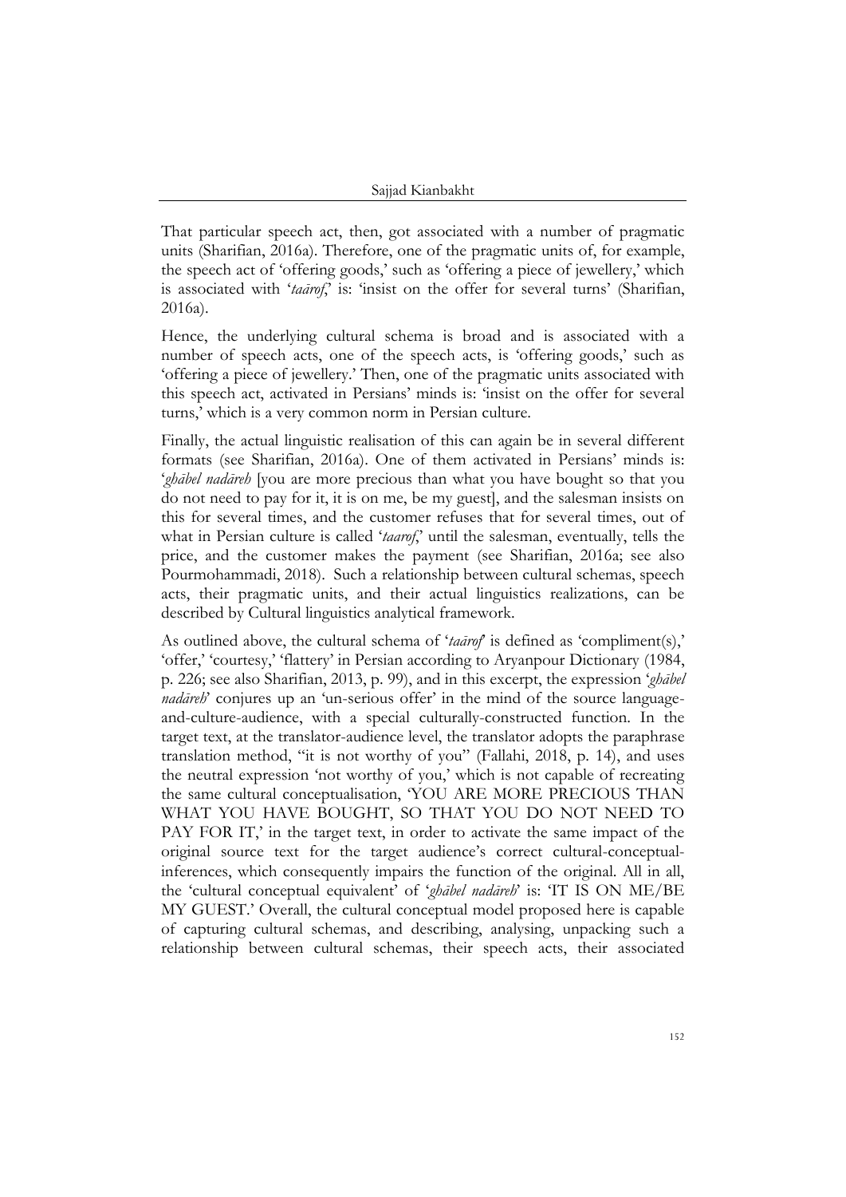That particular speech act, then, got associated with a number of pragmatic units (Sharifian, 2016a). Therefore, one of the pragmatic units of, for example, the speech act of 'offering goods,' such as 'offering a piece of jewellery,' which is associated with '*taārof*,' is: 'insist on the offer for several turns' (Sharifian, 2016a).

Hence, the underlying cultural schema is broad and is associated with a number of speech acts, one of the speech acts, is 'offering goods,' such as 'offering a piece of jewellery.' Then, one of the pragmatic units associated with this speech act, activated in Persians' minds is: 'insist on the offer for several turns,' which is a very common norm in Persian culture.

Finally, the actual linguistic realisation of this can again be in several different formats (see Sharifian, 2016a). One of them activated in Persians' minds is: '*ghābel nadāreh* [you are more precious than what you have bought so that you do not need to pay for it, it is on me, be my guest], and the salesman insists on this for several times, and the customer refuses that for several times, out of what in Persian culture is called '*taarof*,' until the salesman, eventually, tells the price, and the customer makes the payment (see Sharifian, 2016a; see also Pourmohammadi, 2018). Such a relationship between cultural schemas, speech acts, their pragmatic units, and their actual linguistics realizations, can be described by Cultural linguistics analytical framework.

As outlined above, the cultural schema of '*taārof*' is defined as 'compliment(s),' 'offer,' 'courtesy,' 'flattery' in Persian according to Aryanpour Dictionary (1984, p. 226; see also Sharifian, 2013, p. 99), and in this excerpt, the expression '*ghābel nadāreh*' conjures up an 'un-serious offer' in the mind of the source language-and-culture-audience, with a special culturally-constructed function. In the target text, at the translator-audience level, the translator adopts the paraphrase translation method, "it is not worthy of you" (Fallahi, 2018, p. 14), and uses the neutral expression 'not worthy of you,' which is not capable of recreating the same cultural conceptualisation, 'YOU ARE MORE PRECIOUS THAN WHAT YOU HAVE BOUGHT, SO THAT YOU DO NOT NEED TO PAY FOR IT,' in the target text, in order to activate the same impact of the original source text for the target audience's correct cultural-conceptual-inferences, which consequently impairs the function of the original. All in all, the 'cultural conceptual equivalent' of '*ghābel nadāreh*' is: 'IT IS ON ME/BE MY GUEST.' Overall, the cultural conceptual model proposed here is capable of capturing cultural schemas, and describing, analysing, unpacking such a relationship between cultural schemas, their speech acts, their associated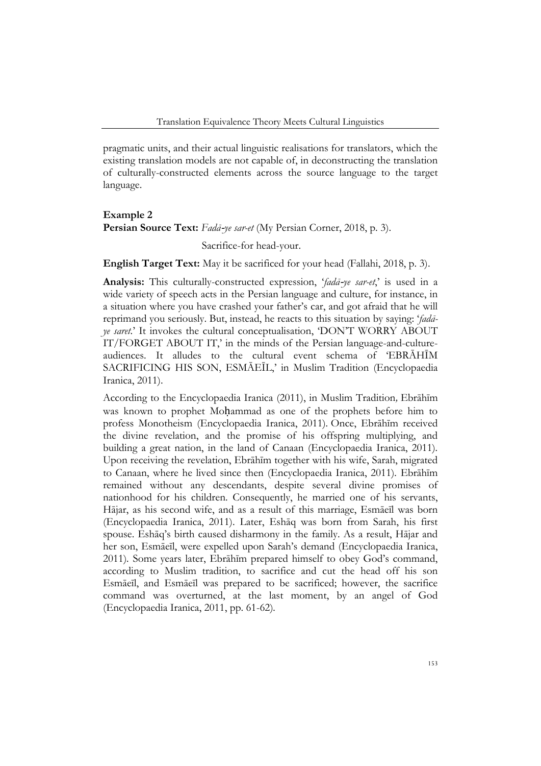pragmatic units, and their actual linguistic realisations for translators, which the existing translation models are not capable of, in deconstructing the translation of culturally-constructed elements across the source language to the target language.

### Example 2

**Persian Source Text:** *Fadā-ye sar-et* (My Persian Corner, 2018, p. 3).

Sacrifice-for head-your.

**English Target Text:** May it be sacrificed for your head (Fallahi, 2018, p. 3).

**Analysis:** This culturally-constructed expression, '*fadā-ye sar-et*,' is used in a wide variety of speech acts in the Persian language and culture, for instance, in a situation where you have crashed your father's car, and got afraid that he will reprimand you seriously. But, instead, he reacts to this situation by saying: '*fadā-ye saret*.' It invokes the cultural conceptualisation, 'DON'T WORRY ABOUT IT/FORGET ABOUT IT,' in the minds of the Persian language-and-culture-audiences. It alludes to the cultural event schema of 'EBRĀHĪM SACRIFICING HIS SON, ESMĀEĪL,' in Muslim Tradition (Encyclopaedia Iranica, 2011).

According to the Encyclopaedia Iranica (2011), in Muslim Tradition*,* Ebrāhīm was known to prophet Moḥammad as one of the prophets before him to profess Monotheism (Encyclopaedia Iranica, 2011). Once, Ebrāhīm received the divine revelation, and the promise of his offspring multiplying, and building a great nation, in the land of Canaan (Encyclopaedia Iranica, 2011). Upon receiving the revelation, Ebrāhīm together with his wife, Sarah, migrated to Canaan, where he lived since then (Encyclopaedia Iranica, 2011). Ebrāhīm remained without any descendants, despite several divine promises of nationhood for his children. Consequently, he married one of his servants, Hājar, as his second wife, and as a result of this marriage, Esmāeīl was born (Encyclopaedia Iranica, 2011). Later, Eshāq was born from Sarah, his first spouse. Eshāq's birth caused disharmony in the family. As a result, Hājar and her son, Esmāeīl, were expelled upon Sarah's demand (Encyclopaedia Iranica, 2011). Some years later, Ebrāhīm prepared himself to obey God's command, according to Muslim tradition, to sacrifice and cut the head off his son Esmāeīl, and Esmāeīl was prepared to be sacrificed; however, the sacrifice command was overturned, at the last moment, by an angel of God (Encyclopaedia Iranica, 2011, pp. 61-62).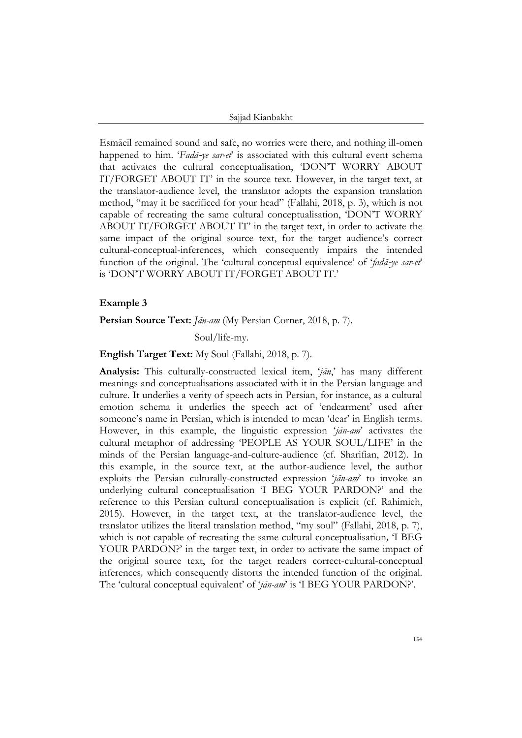Esmāeīl remained sound and safe, no worries were there, and nothing ill-omen happened to him. '*Fadā-ye sar-et*' is associated with this cultural event schema that activates the cultural conceptualisation, 'DON'T WORRY ABOUT IT/FORGET ABOUT IT' in the source text. However, in the target text, at the translator-audience level, the translator adopts the expansion translation method, "may it be sacrificed for your head" (Fallahi, 2018, p. 3), which is not capable of recreating the same cultural conceptualisation, 'DON'T WORRY ABOUT IT/FORGET ABOUT IT' in the target text, in order to activate the same impact of the original source text, for the target audience's correct cultural-conceptual-inferences, which consequently impairs the intended function of the original. The 'cultural conceptual equivalence' of '*fadā-ye sar-et*' is 'DON'T WORRY ABOUT IT/FORGET ABOUT IT.'

### Example 3

**Persian Source Text:** *Jān-am* (My Persian Corner, 2018, p. 7).

Soul/life-my.

**English Target Text:** My Soul (Fallahi, 2018, p. 7).

**Analysis:** This culturally-constructed lexical item, '*jān*,' has many different meanings and conceptualisations associated with it in the Persian language and culture. It underlies a verity of speech acts in Persian, for instance, as a cultural emotion schema it underlies the speech act of 'endearment' used after someone's name in Persian, which is intended to mean 'dear' in English terms. However, in this example, the linguistic expression '*jān-am*' activates the cultural metaphor of addressing 'PEOPLE AS YOUR SOUL/LIFE' in the minds of the Persian language-and-culture-audience (cf. Sharifian, 2012). In this example, in the source text, at the author-audience level, the author exploits the Persian culturally-constructed expression '*jān-am*' to invoke an underlying cultural conceptualisation 'I BEG YOUR PARDON?' and the reference to this Persian cultural conceptualisation is explicit (cf. Rahimieh, 2015). However, in the target text, at the translator-audience level, the translator utilizes the literal translation method, "my soul" (Fallahi, 2018, p. 7), which is not capable of recreating the same cultural conceptualisation*,* 'I BEG YOUR PARDON?' in the target text, in order to activate the same impact of the original source text, for the target readers correct-cultural-conceptual inferences*,* which consequently distorts the intended function of the original. The 'cultural conceptual equivalent' of '*jān-am*' is 'I BEG YOUR PARDON?'.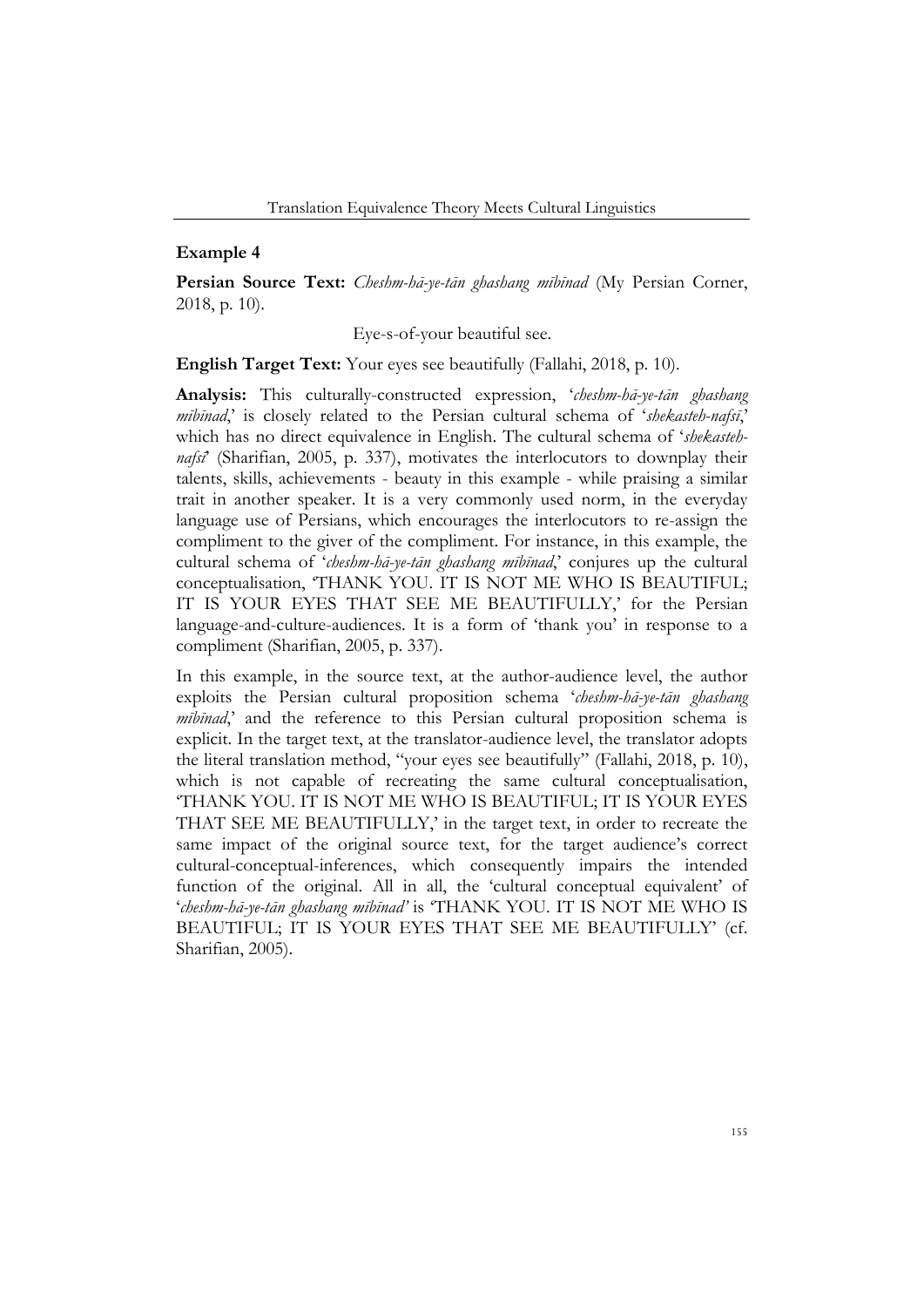### Example 4

**Persian Source Text:** *Cheshm-hā-ye-tān ghashang mībīnad* (My Persian Corner, 2018, p. 10).

Eye-s-of-your beautiful see.

**English Target Text:** Your eyes see beautifully (Fallahi, 2018, p. 10).

**Analysis:** This culturally-constructed expression, '*cheshm-hā-ye-tān ghashang mībīnad*,' is closely related to the Persian cultural schema of '*shekasteh-nafsī*,' which has no direct equivalence in English. The cultural schema of '*shekasteh-nafsī*' (Sharifian, 2005, p. 337), motivates the interlocutors to downplay their talents, skills, achievements - beauty in this example - while praising a similar trait in another speaker. It is a very commonly used norm, in the everyday language use of Persians, which encourages the interlocutors to re-assign the compliment to the giver of the compliment. For instance, in this example, the cultural schema of '*cheshm-hā-ye-tān ghashang mībīnad*,' conjures up the cultural conceptualisation, 'THANK YOU. IT IS NOT ME WHO IS BEAUTIFUL; IT IS YOUR EYES THAT SEE ME BEAUTIFULLY,' for the Persian language-and-culture-audiences. It is a form of 'thank you' in response to a compliment (Sharifian, 2005, p. 337).

In this example, in the source text, at the author-audience level, the author exploits the Persian cultural proposition schema '*cheshm-hā-ye-tān ghashang mībīnad*,' and the reference to this Persian cultural proposition schema is explicit. In the target text, at the translator-audience level, the translator adopts the literal translation method, "your eyes see beautifully" (Fallahi, 2018, p. 10), which is not capable of recreating the same cultural conceptualisation, 'THANK YOU. IT IS NOT ME WHO IS BEAUTIFUL; IT IS YOUR EYES THAT SEE ME BEAUTIFULLY,' in the target text, in order to recreate the same impact of the original source text, for the target audience's correct cultural-conceptual-inferences, which consequently impairs the intended function of the original. All in all, the 'cultural conceptual equivalent' of '*cheshm-hā-ye-tān ghashang mībīnad'* is 'THANK YOU. IT IS NOT ME WHO IS BEAUTIFUL; IT IS YOUR EYES THAT SEE ME BEAUTIFULLY' (cf. Sharifian, 2005).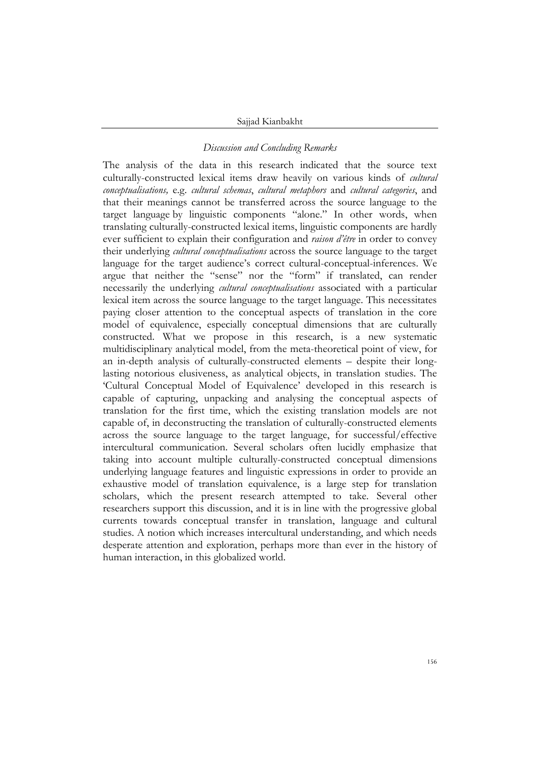## *Discussion and Concluding Remarks*

The analysis of the data in this research indicated that the source text culturally-constructed lexical items draw heavily on various kinds of *cultural conceptualisations,* e.g. *cultural schemas*, *cultural metaphors* and *cultural categories*, and that their meanings cannot be transferred across the source language to the target language by linguistic components "alone." In other words, when translating culturally-constructed lexical items, linguistic components are hardly ever sufficient to explain their configuration and *raison d'être* in order to convey their underlying *cultural conceptualisations* across the source language to the target language for the target audience's correct cultural-conceptual-inferences. We argue that neither the "sense" nor the "form" if translated, can render necessarily the underlying *cultural conceptualisations* associated with a particular lexical item across the source language to the target language. This necessitates paying closer attention to the conceptual aspects of translation in the core model of equivalence, especially conceptual dimensions that are culturally constructed. What we propose in this research, is a new systematic multidisciplinary analytical model, from the meta-theoretical point of view, for an in-depth analysis of culturally-constructed elements – despite their long-lasting notorious elusiveness, as analytical objects, in translation studies. The 'Cultural Conceptual Model of Equivalence' developed in this research is capable of capturing, unpacking and analysing the conceptual aspects of translation for the first time, which the existing translation models are not capable of, in deconstructing the translation of culturally-constructed elements across the source language to the target language, for successful/effective intercultural communication. Several scholars often lucidly emphasize that taking into account multiple culturally-constructed conceptual dimensions underlying language features and linguistic expressions in order to provide an exhaustive model of translation equivalence, is a large step for translation scholars, which the present research attempted to take. Several other researchers support this discussion, and it is in line with the progressive global currents towards conceptual transfer in translation, language and cultural studies. A notion which increases intercultural understanding, and which needs desperate attention and exploration, perhaps more than ever in the history of human interaction, in this globalized world.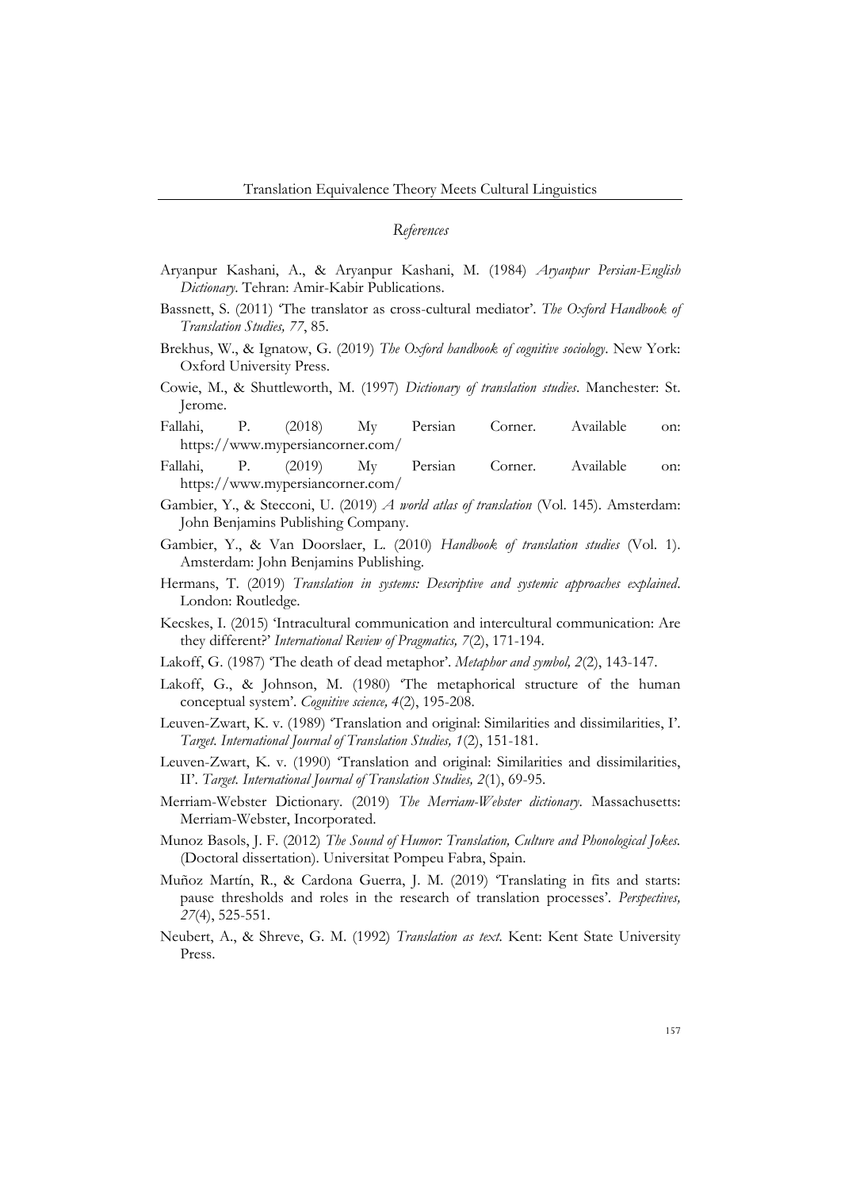## *References*

Aryanpur Kashani, A., & Aryanpur Kashani, M. (1984) *Aryanpur Persian-English Dictionary*. Tehran: Amir-Kabir Publications.

Bassnett, S. (2011) 'The translator as cross-cultural mediator'. *The Oxford Handbook of Translation Studies, 77*, 85.

Brekhus, W., & Ignatow, G. (2019) *The Oxford handbook of cognitive sociology*. New York: Oxford University Press.

Cowie, M., & Shuttleworth, M. (1997) *Dictionary of translation studies*. Manchester: St. Jerome.

Fallahi, P. (2018) My Persian Corner. Available on: https://www.mypersiancorner.com/

Fallahi, P. (2019) My Persian Corner. Available on: https://www.mypersiancorner.com/

Gambier, Y., & Stecconi, U. (2019) *A world atlas of translation* (Vol. 145). Amsterdam: John Benjamins Publishing Company.

Gambier, Y., & Van Doorslaer, L. (2010) *Handbook of translation studies* (Vol. 1). Amsterdam: John Benjamins Publishing.

Hermans, T. (2019) *Translation in systems: Descriptive and systemic approaches explained*. London: Routledge.

Kecskes, I. (2015) 'Intracultural communication and intercultural communication: Are they different?' *International Review of Pragmatics, 7*(2), 171-194.

Lakoff, G. (1987) 'The death of dead metaphor'. *Metaphor and symbol, 2*(2), 143-147.

Lakoff, G., & Johnson, M. (1980) 'The metaphorical structure of the human conceptual system'. *Cognitive science, 4*(2), 195-208.

Leuven-Zwart, K. v. (1989) 'Translation and original: Similarities and dissimilarities, I'. *Target. International Journal of Translation Studies, 1*(2), 151-181.

Leuven-Zwart, K. v. (1990) 'Translation and original: Similarities and dissimilarities, II'. *Target. International Journal of Translation Studies, 2*(1), 69-95.

Merriam-Webster Dictionary. (2019) *The Merriam-Webster dictionary*. Massachusetts: Merriam-Webster, Incorporated.

Munoz Basols, J. F. (2012) *The Sound of Humor: Translation, Culture and Phonological Jokes.* (Doctoral dissertation). Universitat Pompeu Fabra, Spain.

Muñoz Martín, R., & Cardona Guerra, J. M. (2019) 'Translating in fits and starts: pause thresholds and roles in the research of translation processes'. *Perspectives, 27*(4), 525-551.

Neubert, A., & Shreve, G. M. (1992) *Translation as text*. Kent: Kent State University Press.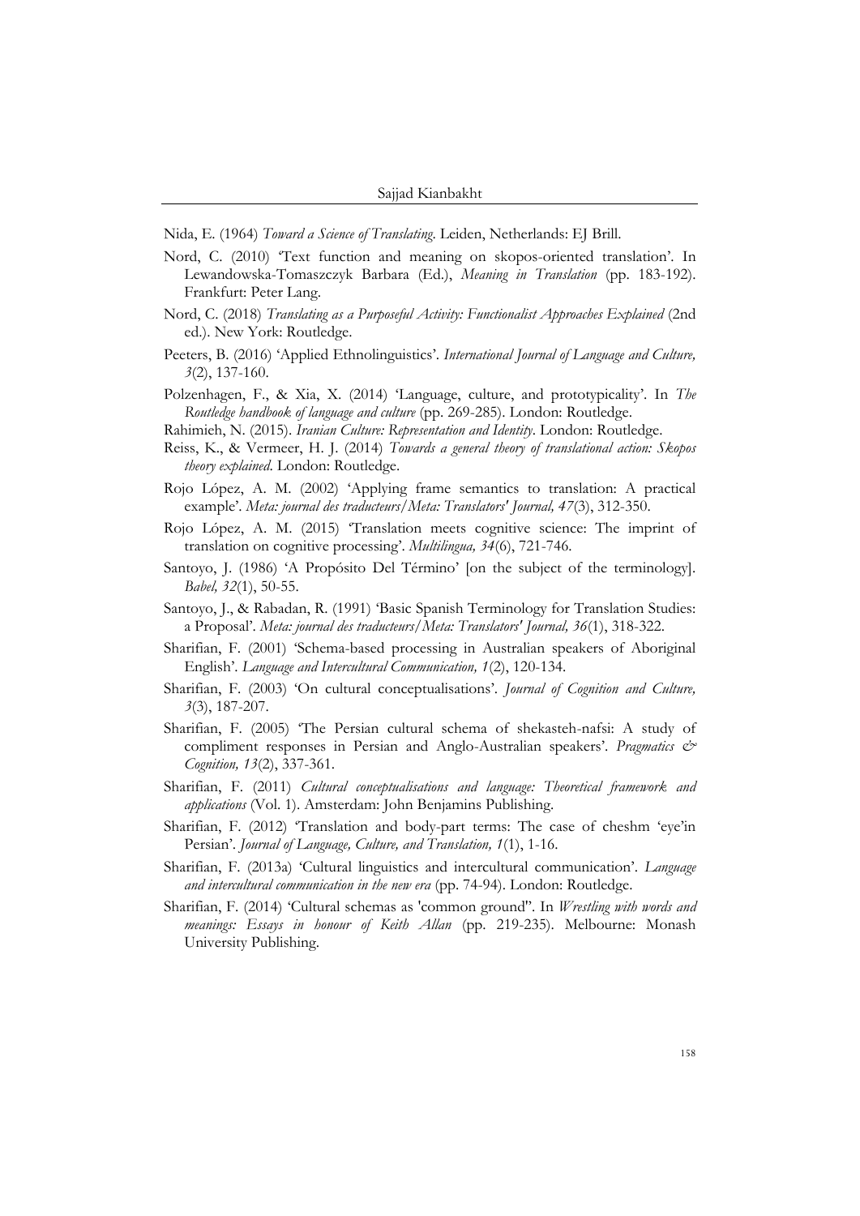Nida, E. (1964) *Toward a Science of Translating*. Leiden, Netherlands: EJ Brill.

Nord, C. (2010) 'Text function and meaning on skopos-oriented translation'. In Lewandowska-Tomaszczyk Barbara (Ed.), *Meaning in Translation* (pp. 183-192). Frankfurt: Peter Lang.

Nord, C. (2018) *Translating as a Purposeful Activity: Functionalist Approaches Explained* (2nd ed.). New York: Routledge.

Peeters, B. (2016) 'Applied Ethnolinguistics'. *International Journal of Language and Culture, 3*(2), 137-160.

Polzenhagen, F., & Xia, X. (2014) 'Language, culture, and prototypicality'. In *The Routledge handbook of language and culture* (pp. 269-285). London: Routledge.

Rahimieh, N. (2015). *Iranian Culture: Representation and Identity*. London: Routledge.

Reiss, K., & Vermeer, H. J. (2014) *Towards a general theory of translational action: Skopos theory explained*. London: Routledge.

Rojo López, A. M. (2002) 'Applying frame semantics to translation: A practical example'. *Meta: journal des traducteurs/Meta: Translators' Journal, 47*(3), 312-350.

Rojo López, A. M. (2015) 'Translation meets cognitive science: The imprint of translation on cognitive processing'. *Multilingua, 34*(6), 721-746.

Santoyo, J. (1986) 'A Propósito Del Término' [on the subject of the terminology]. *Babel, 32*(1), 50-55.

Santoyo, J., & Rabadan, R. (1991) 'Basic Spanish Terminology for Translation Studies: a Proposal'. *Meta: journal des traducteurs/Meta: Translators' Journal, 36*(1), 318-322.

Sharifian, F. (2001) 'Schema-based processing in Australian speakers of Aboriginal English'. *Language and Intercultural Communication, 1*(2), 120-134.

Sharifian, F. (2003) 'On cultural conceptualisations'. *Journal of Cognition and Culture, 3*(3), 187-207.

Sharifian, F. (2005) 'The Persian cultural schema of shekasteh-nafsi: A study of compliment responses in Persian and Anglo-Australian speakers'. *Pragmatics & Cognition, 13*(2), 337-361.

Sharifian, F. (2011) *Cultural conceptualisations and language: Theoretical framework and applications* (Vol. 1). Amsterdam: John Benjamins Publishing.

Sharifian, F. (2012) 'Translation and body-part terms: The case of cheshm 'eye'in Persian'. *Journal of Language, Culture, and Translation, 1*(1), 1-16.

Sharifian, F. (2013a) 'Cultural linguistics and intercultural communication'. *Language and intercultural communication in the new era* (pp. 74-94). London: Routledge.

Sharifian, F. (2014) 'Cultural schemas as 'common ground''. In *Wrestling with words and meanings: Essays in honour of Keith Allan* (pp. 219-235). Melbourne: Monash University Publishing.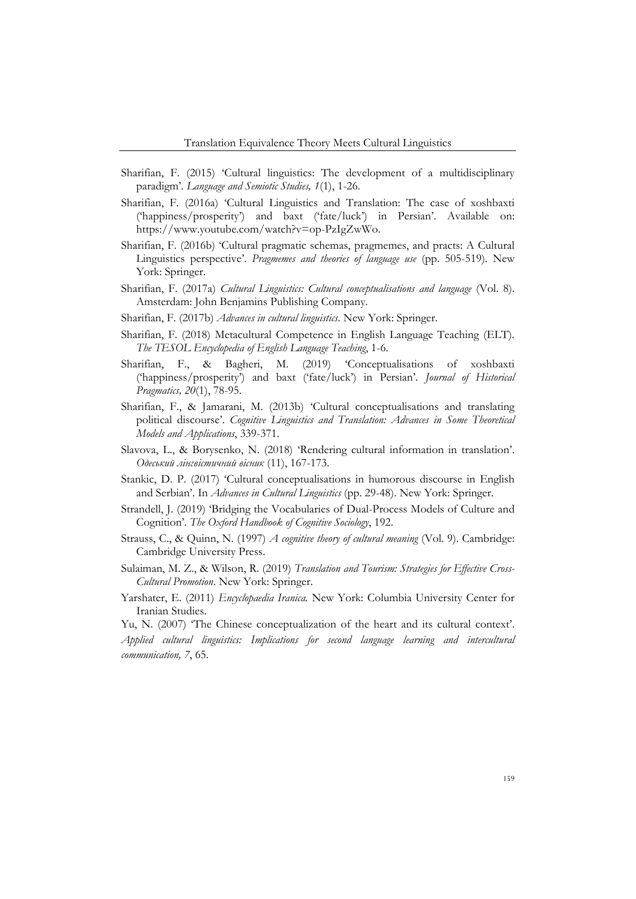Sharifian, F. (2015) 'Cultural linguistics: The development of a multidisciplinary paradigm'. *Language and Semiotic Studies, 1*(1), 1-26.

Sharifian, F. (2016a) 'Cultural Linguistics and Translation: The case of xoshbaxti ('happiness/prosperity') and baxt ('fate/luck') in Persian'. Available on: https://www.youtube.com/watch?v=op-PzIgZwWo.

Sharifian, F. (2016b) 'Cultural pragmatic schemas, pragmemes, and practs: A Cultural Linguistics perspective'. *Pragmemes and theories of language use* (pp. 505-519). New York: Springer.

Sharifian, F. (2017a) *Cultural Linguistics: Cultural conceptualisations and language* (Vol. 8). Amsterdam: John Benjamins Publishing Company.

Sharifian, F. (2017b) *Advances in cultural linguistics*. New York: Springer.

Sharifian, F. (2018) Metacultural Competence in English Language Teaching (ELT). *The TESOL Encyclopedia of English Language Teaching*, 1-6.

Sharifian, F., & Bagheri, M. (2019) 'Conceptualisations of xoshbaxti ('happiness/prosperity') and baxt ('fate/luck') in Persian'. *Journal of Historical Pragmatics, 20*(1), 78-95.

Sharifian, F., & Jamarani, M. (2013b) 'Cultural conceptualisations and translating political discourse'. *Cognitive Linguistics and Translation: Advances in Some Theoretical Models and Applications*, 339-371.

Slavova, L., & Borysenko, N. (2018) 'Rendering cultural information in translation'. *Одеський лінгвістичний вісник* (11), 167-173.

Stankic, D. P. (2017) 'Cultural conceptualisations in humorous discourse in English and Serbian'. In *Advances in Cultural Linguistics* (pp. 29-48). New York: Springer.

Strandell, J. (2019) 'Bridging the Vocabularies of Dual-Process Models of Culture and Cognition'. *The Oxford Handbook of Cognitive Sociology*, 192.

Strauss, C., & Quinn, N. (1997) *A cognitive theory of cultural meaning* (Vol. 9). Cambridge: Cambridge University Press.

Sulaiman, M. Z., & Wilson, R. (2019) *Translation and Tourism: Strategies for Effective Cross-Cultural Promotion*. New York: Springer.

Yarshater, E. (2011) *Encyclopaedia Iranica.* New York: Columbia University Center for Iranian Studies.

Yu, N. (2007) 'The Chinese conceptualization of the heart and its cultural context'. *Applied cultural linguistics: Implications for second language learning and intercultural communication, 7*, 65.